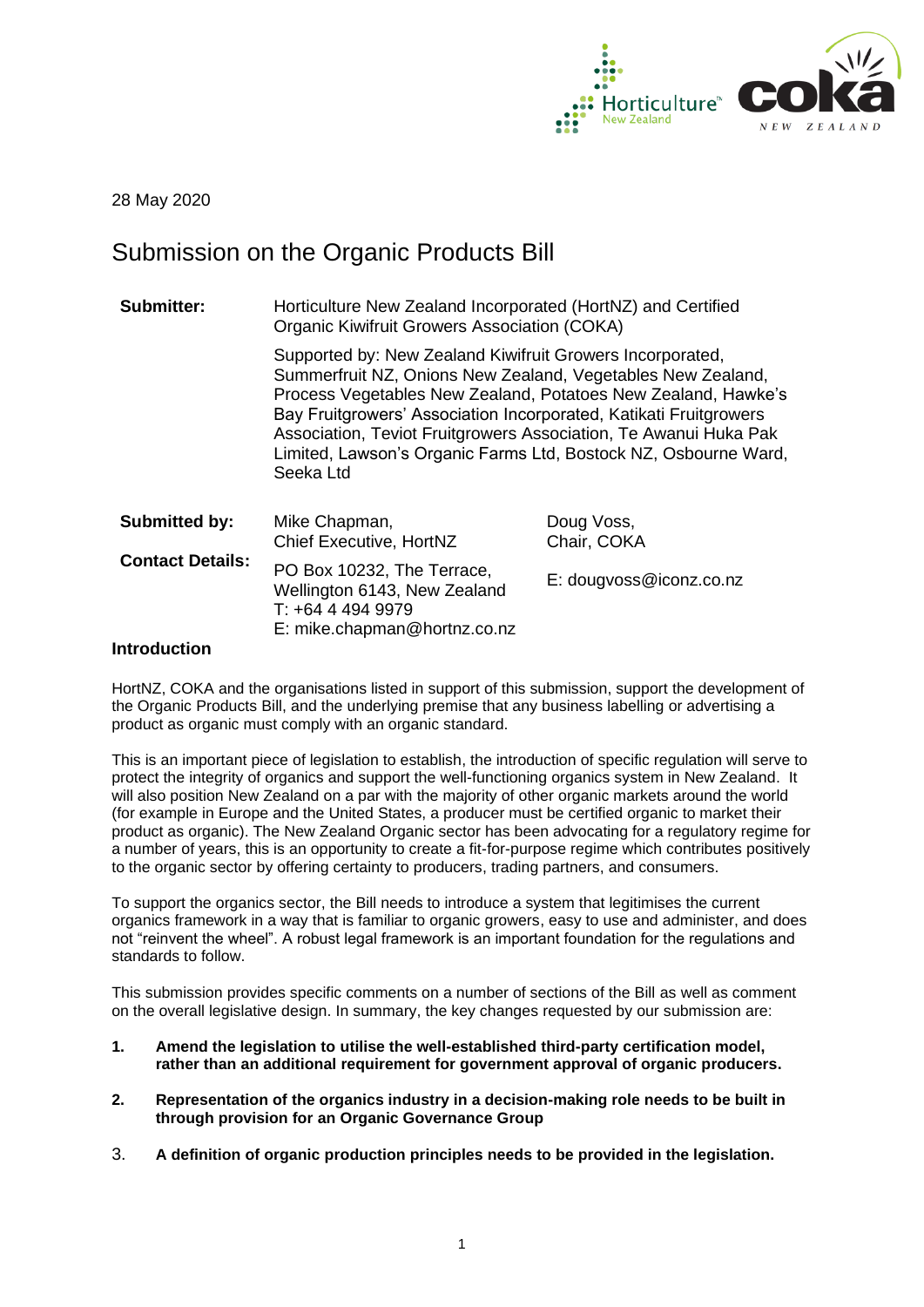28 May 2020

# Submission on the Organic Products Bill

| | | |
|---|---|---|
| **Submitter:** | Horticulture New Zealand Incorporated (HortNZ) and Certified Organic Kiwifruit Growers Association (COKA)<br><br>Supported by: New Zealand Kiwifruit Growers Incorporated, Summerfruit NZ, Onions New Zealand, Vegetables New Zealand, Process Vegetables New Zealand, Potatoes New Zealand, Hawke's Bay Fruitgrowers' Association Incorporated, Katikati Fruitgrowers Association, Teviot Fruitgrowers Association, Te Awanui Huka Pak Limited, Lawson's Organic Farms Ltd, Bostock NZ, Osbourne Ward, Seeka Ltd | |
| **Submitted by:** | Mike Chapman, Chief Executive, HortNZ | Doug Voss, Chair, COKA |
| **Contact Details:** | PO Box 10232, The Terrace, Wellington 6143, New Zealand<br>T: +64 4 494 9979<br>E: mike.chapman@hortnz.co.nz | E: dougvoss@iconz.co.nz |

**Introduction**

HortNZ, COKA and the organisations listed in support of this submission, support the development of the Organic Products Bill, and the underlying premise that any business labelling or advertising a product as organic must comply with an organic standard.

This is an important piece of legislation to establish, the introduction of specific regulation will serve to protect the integrity of organics and support the well-functioning organics system in New Zealand. It will also position New Zealand on a par with the majority of other organic markets around the world (for example in Europe and the United States, a producer must be certified organic to market their product as organic). The New Zealand Organic sector has been advocating for a regulatory regime for a number of years, this is an opportunity to create a fit-for-purpose regime which contributes positively to the organic sector by offering certainty to producers, trading partners, and consumers.

To support the organics sector, the Bill needs to introduce a system that legitimises the current organics framework in a way that is familiar to organic growers, easy to use and administer, and does not "reinvent the wheel". A robust legal framework is an important foundation for the regulations and standards to follow.

This submission provides specific comments on a number of sections of the Bill as well as comment on the overall legislative design. In summary, the key changes requested by our submission are:

1. **Amend the legislation to utilise the well-established third-party certification model, rather than an additional requirement for government approval of organic producers.**
2. **Representation of the organics industry in a decision-making role needs to be built in through provision for an Organic Governance Group**
3. **A definition of organic production principles needs to be provided in the legislation.**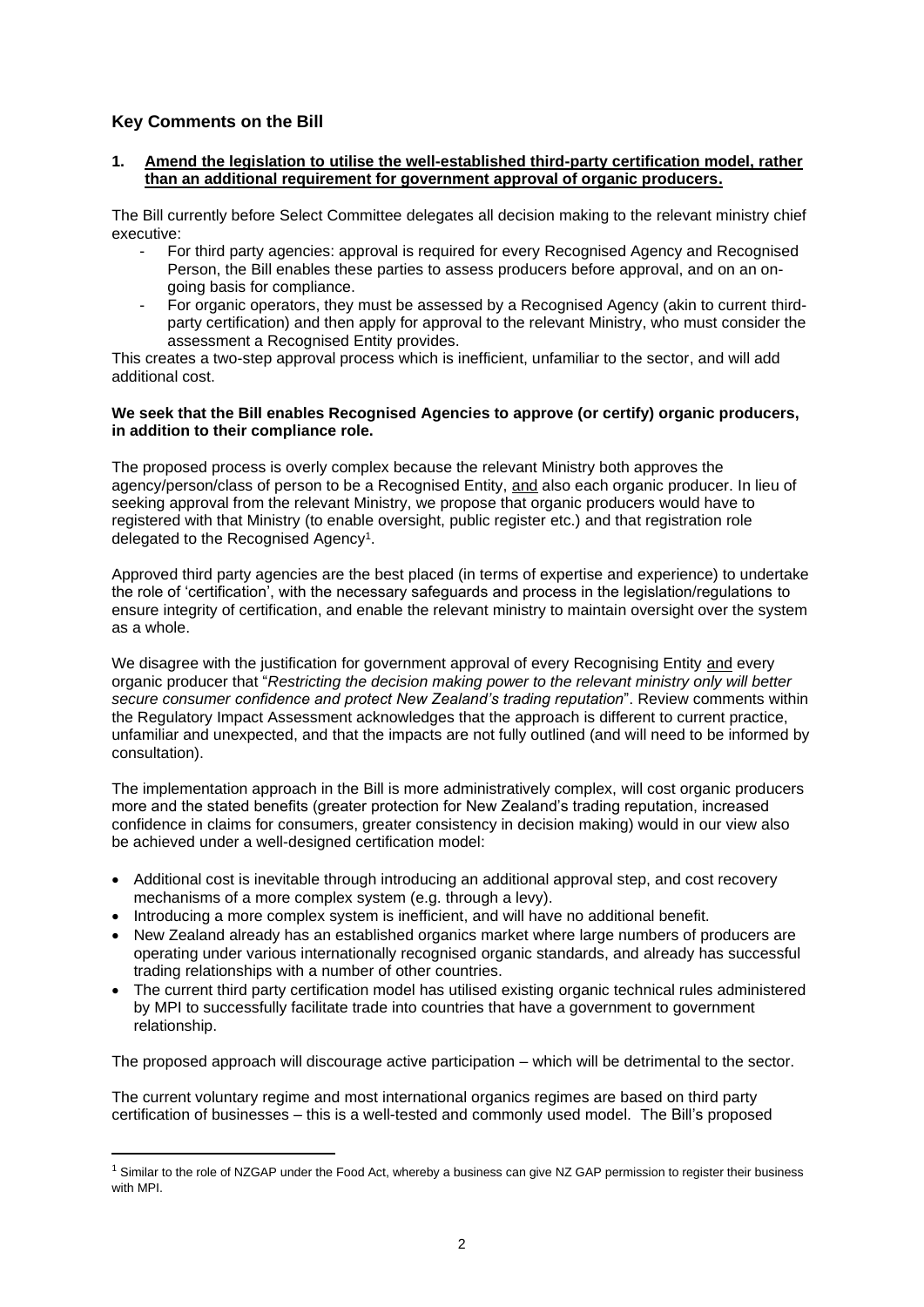## Key Comments on the Bill

**1. Amend the legislation to utilise the well-established third-party certification model, rather than an additional requirement for government approval of organic producers.**

The Bill currently before Select Committee delegates all decision making to the relevant ministry chief executive:

- For third party agencies: approval is required for every Recognised Agency and Recognised Person, the Bill enables these parties to assess producers before approval, and on an on-going basis for compliance.
- For organic operators, they must be assessed by a Recognised Agency (akin to current third-party certification) and then apply for approval to the relevant Ministry, who must consider the assessment a Recognised Entity provides.

This creates a two-step approval process which is inefficient, unfamiliar to the sector, and will add additional cost.

**We seek that the Bill enables Recognised Agencies to approve (or certify) organic producers, in addition to their compliance role.**

The proposed process is overly complex because the relevant Ministry both approves the agency/person/class of person to be a Recognised Entity, and also each organic producer. In lieu of seeking approval from the relevant Ministry, we propose that organic producers would have to registered with that Ministry (to enable oversight, public register etc.) and that registration role delegated to the Recognised Agency[1].

Approved third party agencies are the best placed (in terms of expertise and experience) to undertake the role of 'certification', with the necessary safeguards and process in the legislation/regulations to ensure integrity of certification, and enable the relevant ministry to maintain oversight over the system as a whole.

We disagree with the justification for government approval of every Recognising Entity and every organic producer that "*Restricting the decision making power to the relevant ministry only will better secure consumer confidence and protect New Zealand's trading reputation*". Review comments within the Regulatory Impact Assessment acknowledges that the approach is different to current practice, unfamiliar and unexpected, and that the impacts are not fully outlined (and will need to be informed by consultation).

The implementation approach in the Bill is more administratively complex, will cost organic producers more and the stated benefits (greater protection for New Zealand's trading reputation, increased confidence in claims for consumers, greater consistency in decision making) would in our view also be achieved under a well-designed certification model:

- Additional cost is inevitable through introducing an additional approval step, and cost recovery mechanisms of a more complex system (e.g. through a levy).
- Introducing a more complex system is inefficient, and will have no additional benefit.
- New Zealand already has an established organics market where large numbers of producers are operating under various internationally recognised organic standards, and already has successful trading relationships with a number of other countries.
- The current third party certification model has utilised existing organic technical rules administered by MPI to successfully facilitate trade into countries that have a government to government relationship.

The proposed approach will discourage active participation – which will be detrimental to the sector.

The current voluntary regime and most international organics regimes are based on third party certification of businesses – this is a well-tested and commonly used model. The Bill's proposed

[1] Similar to the role of NZGAP under the Food Act, whereby a business can give NZ GAP permission to register their business with MPI.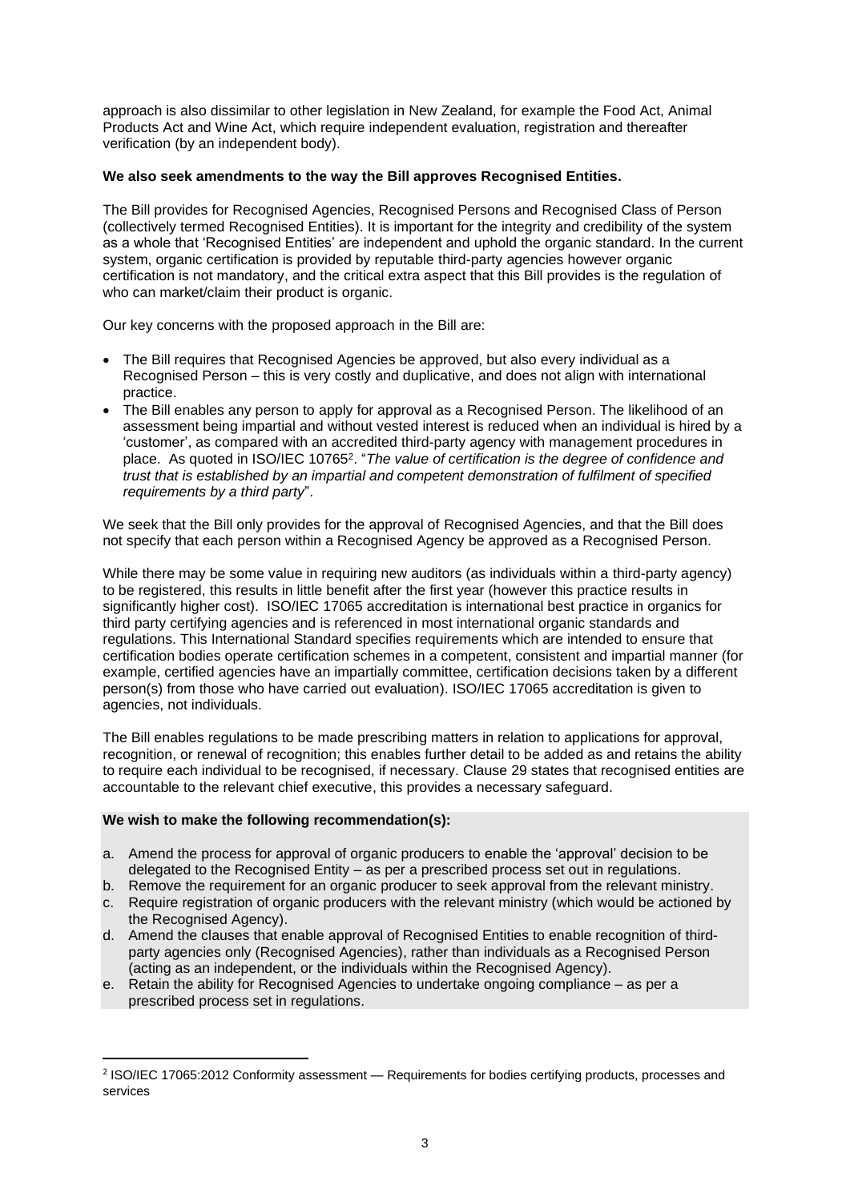approach is also dissimilar to other legislation in New Zealand, for example the Food Act, Animal Products Act and Wine Act, which require independent evaluation, registration and thereafter verification (by an independent body).

**We also seek amendments to the way the Bill approves Recognised Entities.**

The Bill provides for Recognised Agencies, Recognised Persons and Recognised Class of Person (collectively termed Recognised Entities). It is important for the integrity and credibility of the system as a whole that 'Recognised Entities' are independent and uphold the organic standard. In the current system, organic certification is provided by reputable third-party agencies however organic certification is not mandatory, and the critical extra aspect that this Bill provides is the regulation of who can market/claim their product is organic.

Our key concerns with the proposed approach in the Bill are:

- The Bill requires that Recognised Agencies be approved, but also every individual as a Recognised Person – this is very costly and duplicative, and does not align with international practice.
- The Bill enables any person to apply for approval as a Recognised Person. The likelihood of an assessment being impartial and without vested interest is reduced when an individual is hired by a 'customer', as compared with an accredited third-party agency with management procedures in place. As quoted in ISO/IEC 10765[2]. "*The value of certification is the degree of confidence and trust that is established by an impartial and competent demonstration of fulfilment of specified requirements by a third party*".

We seek that the Bill only provides for the approval of Recognised Agencies, and that the Bill does not specify that each person within a Recognised Agency be approved as a Recognised Person.

While there may be some value in requiring new auditors (as individuals within a third-party agency) to be registered, this results in little benefit after the first year (however this practice results in significantly higher cost). ISO/IEC 17065 accreditation is international best practice in organics for third party certifying agencies and is referenced in most international organic standards and regulations. This International Standard specifies requirements which are intended to ensure that certification bodies operate certification schemes in a competent, consistent and impartial manner (for example, certified agencies have an impartially committee, certification decisions taken by a different person(s) from those who have carried out evaluation). ISO/IEC 17065 accreditation is given to agencies, not individuals.

The Bill enables regulations to be made prescribing matters in relation to applications for approval, recognition, or renewal of recognition; this enables further detail to be added as and retains the ability to require each individual to be recognised, if necessary. Clause 29 states that recognised entities are accountable to the relevant chief executive, this provides a necessary safeguard.

**We wish to make the following recommendation(s):**

a. Amend the process for approval of organic producers to enable the 'approval' decision to be delegated to the Recognised Entity – as per a prescribed process set out in regulations.
b. Remove the requirement for an organic producer to seek approval from the relevant ministry.
c. Require registration of organic producers with the relevant ministry (which would be actioned by the Recognised Agency).
d. Amend the clauses that enable approval of Recognised Entities to enable recognition of third-party agencies only (Recognised Agencies), rather than individuals as a Recognised Person (acting as an independent, or the individuals within the Recognised Agency).
e. Retain the ability for Recognised Agencies to undertake ongoing compliance – as per a prescribed process set in regulations.

[2] ISO/IEC 17065:2012 Conformity assessment — Requirements for bodies certifying products, processes and services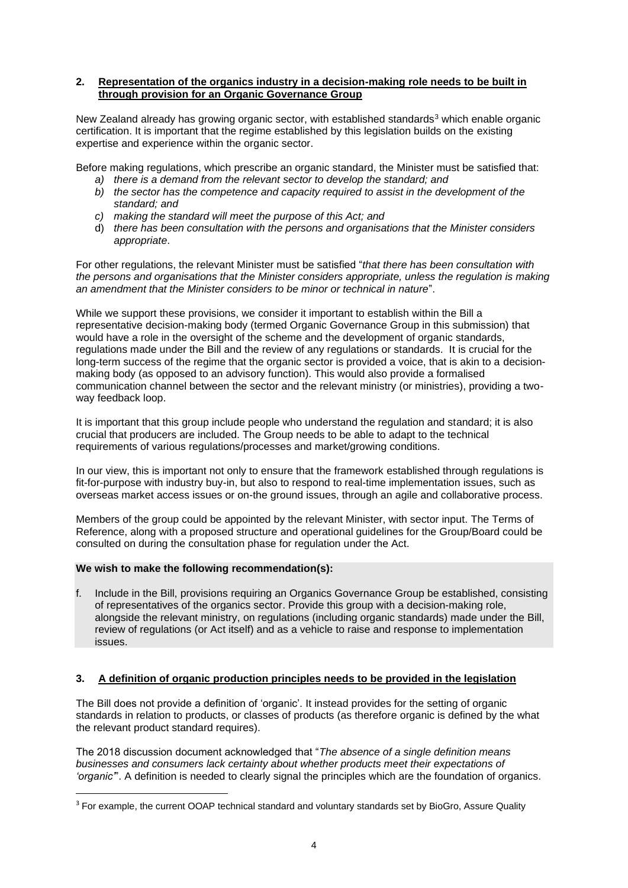## 2. Representation of the organics industry in a decision-making role needs to be built in through provision for an Organic Governance Group

New Zealand already has growing organic sector, with established standards[3] which enable organic certification. It is important that the regime established by this legislation builds on the existing expertise and experience within the organic sector.

Before making regulations, which prescribe an organic standard, the Minister must be satisfied that:

a) *there is a demand from the relevant sector to develop the standard; and*
b) *the sector has the competence and capacity required to assist in the development of the standard; and*
c) *making the standard will meet the purpose of this Act; and*
d) *there has been consultation with the persons and organisations that the Minister considers appropriate*.

For other regulations, the relevant Minister must be satisfied "*that there has been consultation with the persons and organisations that the Minister considers appropriate, unless the regulation is making an amendment that the Minister considers to be minor or technical in nature*".

While we support these provisions, we consider it important to establish within the Bill a representative decision-making body (termed Organic Governance Group in this submission) that would have a role in the oversight of the scheme and the development of organic standards, regulations made under the Bill and the review of any regulations or standards. It is crucial for the long-term success of the regime that the organic sector is provided a voice, that is akin to a decision-making body (as opposed to an advisory function). This would also provide a formalised communication channel between the sector and the relevant ministry (or ministries), providing a two-way feedback loop.

It is important that this group include people who understand the regulation and standard; it is also crucial that producers are included. The Group needs to be able to adapt to the technical requirements of various regulations/processes and market/growing conditions.

In our view, this is important not only to ensure that the framework established through regulations is fit-for-purpose with industry buy-in, but also to respond to real-time implementation issues, such as overseas market access issues or on-the ground issues, through an agile and collaborative process.

Members of the group could be appointed by the relevant Minister, with sector input. The Terms of Reference, along with a proposed structure and operational guidelines for the Group/Board could be consulted on during the consultation phase for regulation under the Act.

**We wish to make the following recommendation(s):**

f. Include in the Bill, provisions requiring an Organics Governance Group be established, consisting of representatives of the organics sector. Provide this group with a decision-making role, alongside the relevant ministry, on regulations (including organic standards) made under the Bill, review of regulations (or Act itself) and as a vehicle to raise and response to implementation issues.

## 3. A definition of organic production principles needs to be provided in the legislation

The Bill does not provide a definition of 'organic'. It instead provides for the setting of organic standards in relation to products, or classes of products (as therefore organic is defined by the what the relevant product standard requires).

The 2018 discussion document acknowledged that "*The absence of a single definition means businesses and consumers lack certainty about whether products meet their expectations of 'organic'*". A definition is needed to clearly signal the principles which are the foundation of organics.

[3] For example, the current OOAP technical standard and voluntary standards set by BioGro, Assure Quality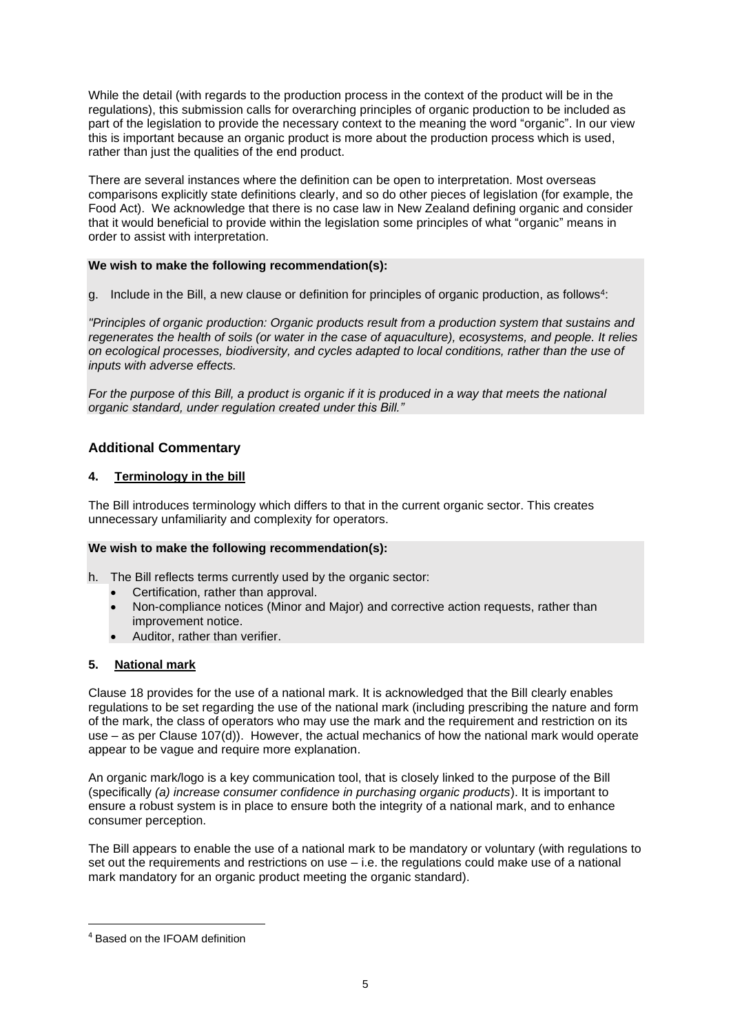While the detail (with regards to the production process in the context of the product will be in the regulations), this submission calls for overarching principles of organic production to be included as part of the legislation to provide the necessary context to the meaning the word "organic". In our view this is important because an organic product is more about the production process which is used, rather than just the qualities of the end product.

There are several instances where the definition can be open to interpretation. Most overseas comparisons explicitly state definitions clearly, and so do other pieces of legislation (for example, the Food Act). We acknowledge that there is no case law in New Zealand defining organic and consider that it would beneficial to provide within the legislation some principles of what "organic" means in order to assist with interpretation.

**We wish to make the following recommendation(s):**

g. Include in the Bill, a new clause or definition for principles of organic production, as follows[4]:

*"Principles of organic production: Organic products result from a production system that sustains and regenerates the health of soils (or water in the case of aquaculture), ecosystems, and people. It relies on ecological processes, biodiversity, and cycles adapted to local conditions, rather than the use of inputs with adverse effects.*

*For the purpose of this Bill, a product is organic if it is produced in a way that meets the national organic standard, under regulation created under this Bill."*

## Additional Commentary

### 4. Terminology in the bill

The Bill introduces terminology which differs to that in the current organic sector. This creates unnecessary unfamiliarity and complexity for operators.

**We wish to make the following recommendation(s):**

h. The Bill reflects terms currently used by the organic sector:
- Certification, rather than approval.
- Non-compliance notices (Minor and Major) and corrective action requests, rather than improvement notice.
- Auditor, rather than verifier.

### 5. National mark

Clause 18 provides for the use of a national mark. It is acknowledged that the Bill clearly enables regulations to be set regarding the use of the national mark (including prescribing the nature and form of the mark, the class of operators who may use the mark and the requirement and restriction on its use – as per Clause 107(d)). However, the actual mechanics of how the national mark would operate appear to be vague and require more explanation.

An organic mark/logo is a key communication tool, that is closely linked to the purpose of the Bill (specifically *(a) increase consumer confidence in purchasing organic products*). It is important to ensure a robust system is in place to ensure both the integrity of a national mark, and to enhance consumer perception.

The Bill appears to enable the use of a national mark to be mandatory or voluntary (with regulations to set out the requirements and restrictions on use – i.e. the regulations could make use of a national mark mandatory for an organic product meeting the organic standard).

[4] Based on the IFOAM definition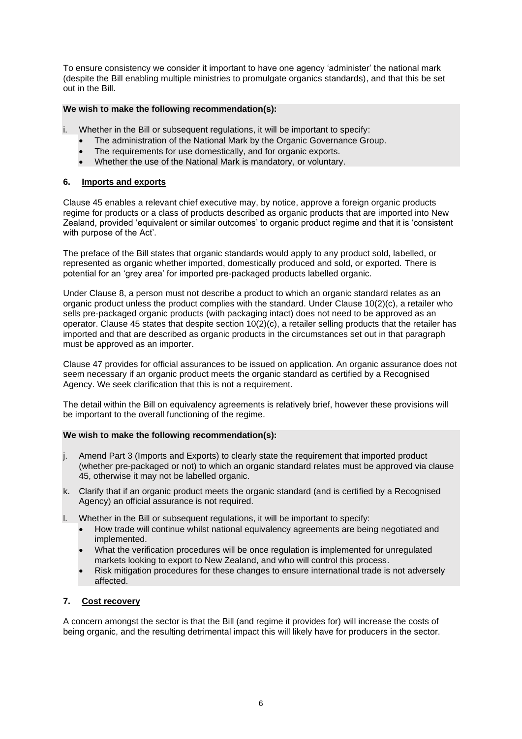To ensure consistency we consider it important to have one agency 'administer' the national mark (despite the Bill enabling multiple ministries to promulgate organics standards), and that this be set out in the Bill.

**We wish to make the following recommendation(s):**

i. Whether in the Bill or subsequent regulations, it will be important to specify:
   - The administration of the National Mark by the Organic Governance Group.
   - The requirements for use domestically, and for organic exports.
   - Whether the use of the National Mark is mandatory, or voluntary.

## 6. Imports and exports

Clause 45 enables a relevant chief executive may, by notice, approve a foreign organic products regime for products or a class of products described as organic products that are imported into New Zealand, provided 'equivalent or similar outcomes' to organic product regime and that it is 'consistent with purpose of the Act'.

The preface of the Bill states that organic standards would apply to any product sold, labelled, or represented as organic whether imported, domestically produced and sold, or exported. There is potential for an 'grey area' for imported pre-packaged products labelled organic.

Under Clause 8, a person must not describe a product to which an organic standard relates as an organic product unless the product complies with the standard. Under Clause 10(2)(c), a retailer who sells pre-packaged organic products (with packaging intact) does not need to be approved as an operator. Clause 45 states that despite section 10(2)(c), a retailer selling products that the retailer has imported and that are described as organic products in the circumstances set out in that paragraph must be approved as an importer.

Clause 47 provides for official assurances to be issued on application. An organic assurance does not seem necessary if an organic product meets the organic standard as certified by a Recognised Agency. We seek clarification that this is not a requirement.

The detail within the Bill on equivalency agreements is relatively brief, however these provisions will be important to the overall functioning of the regime.

**We wish to make the following recommendation(s):**

j. Amend Part 3 (Imports and Exports) to clearly state the requirement that imported product (whether pre-packaged or not) to which an organic standard relates must be approved via clause 45, otherwise it may not be labelled organic.

k. Clarify that if an organic product meets the organic standard (and is certified by a Recognised Agency) an official assurance is not required.

l. Whether in the Bill or subsequent regulations, it will be important to specify:
   - How trade will continue whilst national equivalency agreements are being negotiated and implemented.
   - What the verification procedures will be once regulation is implemented for unregulated markets looking to export to New Zealand, and who will control this process.
   - Risk mitigation procedures for these changes to ensure international trade is not adversely affected.

## 7. Cost recovery

A concern amongst the sector is that the Bill (and regime it provides for) will increase the costs of being organic, and the resulting detrimental impact this will likely have for producers in the sector.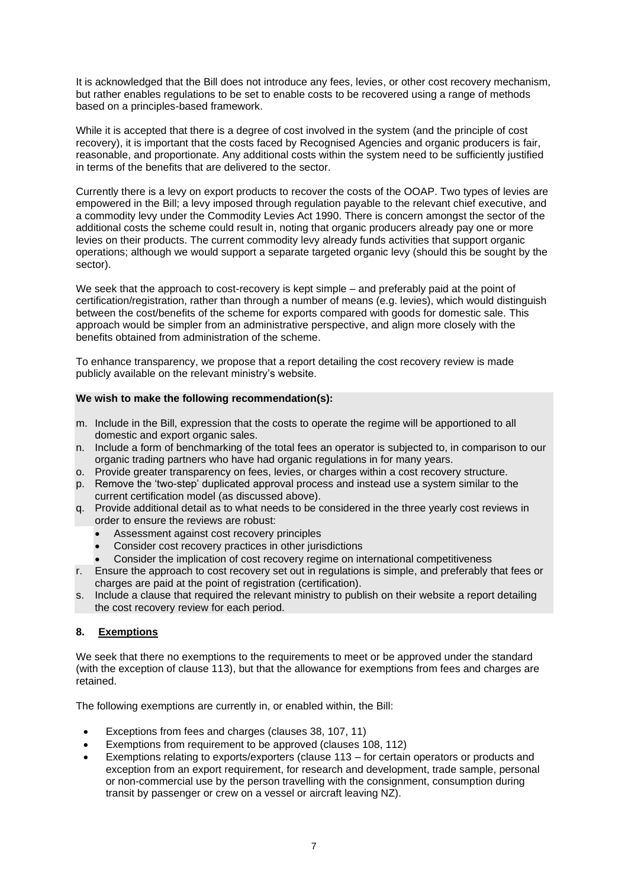It is acknowledged that the Bill does not introduce any fees, levies, or other cost recovery mechanism, but rather enables regulations to be set to enable costs to be recovered using a range of methods based on a principles-based framework.

While it is accepted that there is a degree of cost involved in the system (and the principle of cost recovery), it is important that the costs faced by Recognised Agencies and organic producers is fair, reasonable, and proportionate. Any additional costs within the system need to be sufficiently justified in terms of the benefits that are delivered to the sector.

Currently there is a levy on export products to recover the costs of the OOAP. Two types of levies are empowered in the Bill; a levy imposed through regulation payable to the relevant chief executive, and a commodity levy under the Commodity Levies Act 1990. There is concern amongst the sector of the additional costs the scheme could result in, noting that organic producers already pay one or more levies on their products. The current commodity levy already funds activities that support organic operations; although we would support a separate targeted organic levy (should this be sought by the sector).

We seek that the approach to cost-recovery is kept simple – and preferably paid at the point of certification/registration, rather than through a number of means (e.g. levies), which would distinguish between the cost/benefits of the scheme for exports compared with goods for domestic sale. This approach would be simpler from an administrative perspective, and align more closely with the benefits obtained from administration of the scheme.

To enhance transparency, we propose that a report detailing the cost recovery review is made publicly available on the relevant ministry's website.

**We wish to make the following recommendation(s):**

m. Include in the Bill, expression that the costs to operate the regime will be apportioned to all domestic and export organic sales.
n. Include a form of benchmarking of the total fees an operator is subjected to, in comparison to our organic trading partners who have had organic regulations in for many years.
o. Provide greater transparency on fees, levies, or charges within a cost recovery structure.
p. Remove the 'two-step' duplicated approval process and instead use a system similar to the current certification model (as discussed above).
q. Provide additional detail as to what needs to be considered in the three yearly cost reviews in order to ensure the reviews are robust:
    - Assessment against cost recovery principles
    - Consider cost recovery practices in other jurisdictions
    - Consider the implication of cost recovery regime on international competitiveness
r. Ensure the approach to cost recovery set out in regulations is simple, and preferably that fees or charges are paid at the point of registration (certification).
s. Include a clause that required the relevant ministry to publish on their website a report detailing the cost recovery review for each period.

## 8. Exemptions

We seek that there no exemptions to the requirements to meet or be approved under the standard (with the exception of clause 113), but that the allowance for exemptions from fees and charges are retained.

The following exemptions are currently in, or enabled within, the Bill:

- Exceptions from fees and charges (clauses 38, 107, 11)
- Exemptions from requirement to be approved (clauses 108, 112)
- Exemptions relating to exports/exporters (clause 113 – for certain operators or products and exception from an export requirement, for research and development, trade sample, personal or non-commercial use by the person travelling with the consignment, consumption during transit by passenger or crew on a vessel or aircraft leaving NZ).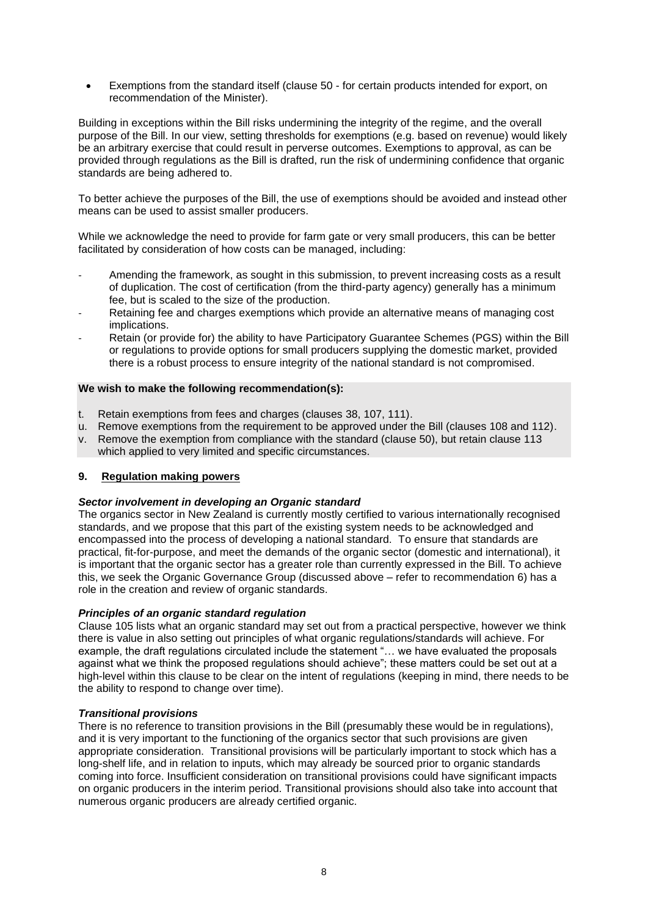- Exemptions from the standard itself (clause 50 - for certain products intended for export, on recommendation of the Minister).

Building in exceptions within the Bill risks undermining the integrity of the regime, and the overall purpose of the Bill. In our view, setting thresholds for exemptions (e.g. based on revenue) would likely be an arbitrary exercise that could result in perverse outcomes. Exemptions to approval, as can be provided through regulations as the Bill is drafted, run the risk of undermining confidence that organic standards are being adhered to.

To better achieve the purposes of the Bill, the use of exemptions should be avoided and instead other means can be used to assist smaller producers.

While we acknowledge the need to provide for farm gate or very small producers, this can be better facilitated by consideration of how costs can be managed, including:

- Amending the framework, as sought in this submission, to prevent increasing costs as a result of duplication. The cost of certification (from the third-party agency) generally has a minimum fee, but is scaled to the size of the production.
- Retaining fee and charges exemptions which provide an alternative means of managing cost implications.
- Retain (or provide for) the ability to have Participatory Guarantee Schemes (PGS) within the Bill or regulations to provide options for small producers supplying the domestic market, provided there is a robust process to ensure integrity of the national standard is not compromised.

**We wish to make the following recommendation(s):**

t. Retain exemptions from fees and charges (clauses 38, 107, 111).
u. Remove exemptions from the requirement to be approved under the Bill (clauses 108 and 112).
v. Remove the exemption from compliance with the standard (clause 50), but retain clause 113 which applied to very limited and specific circumstances.

## 9. Regulation making powers

***Sector involvement in developing an Organic standard***

The organics sector in New Zealand is currently mostly certified to various internationally recognised standards, and we propose that this part of the existing system needs to be acknowledged and encompassed into the process of developing a national standard. To ensure that standards are practical, fit-for-purpose, and meet the demands of the organic sector (domestic and international), it is important that the organic sector has a greater role than currently expressed in the Bill. To achieve this, we seek the Organic Governance Group (discussed above – refer to recommendation 6) has a role in the creation and review of organic standards.

***Principles of an organic standard regulation***

Clause 105 lists what an organic standard may set out from a practical perspective, however we think there is value in also setting out principles of what organic regulations/standards will achieve. For example, the draft regulations circulated include the statement "… we have evaluated the proposals against what we think the proposed regulations should achieve"; these matters could be set out at a high-level within this clause to be clear on the intent of regulations (keeping in mind, there needs to be the ability to respond to change over time).

***Transitional provisions***

There is no reference to transition provisions in the Bill (presumably these would be in regulations), and it is very important to the functioning of the organics sector that such provisions are given appropriate consideration. Transitional provisions will be particularly important to stock which has a long-shelf life, and in relation to inputs, which may already be sourced prior to organic standards coming into force. Insufficient consideration on transitional provisions could have significant impacts on organic producers in the interim period. Transitional provisions should also take into account that numerous organic producers are already certified organic.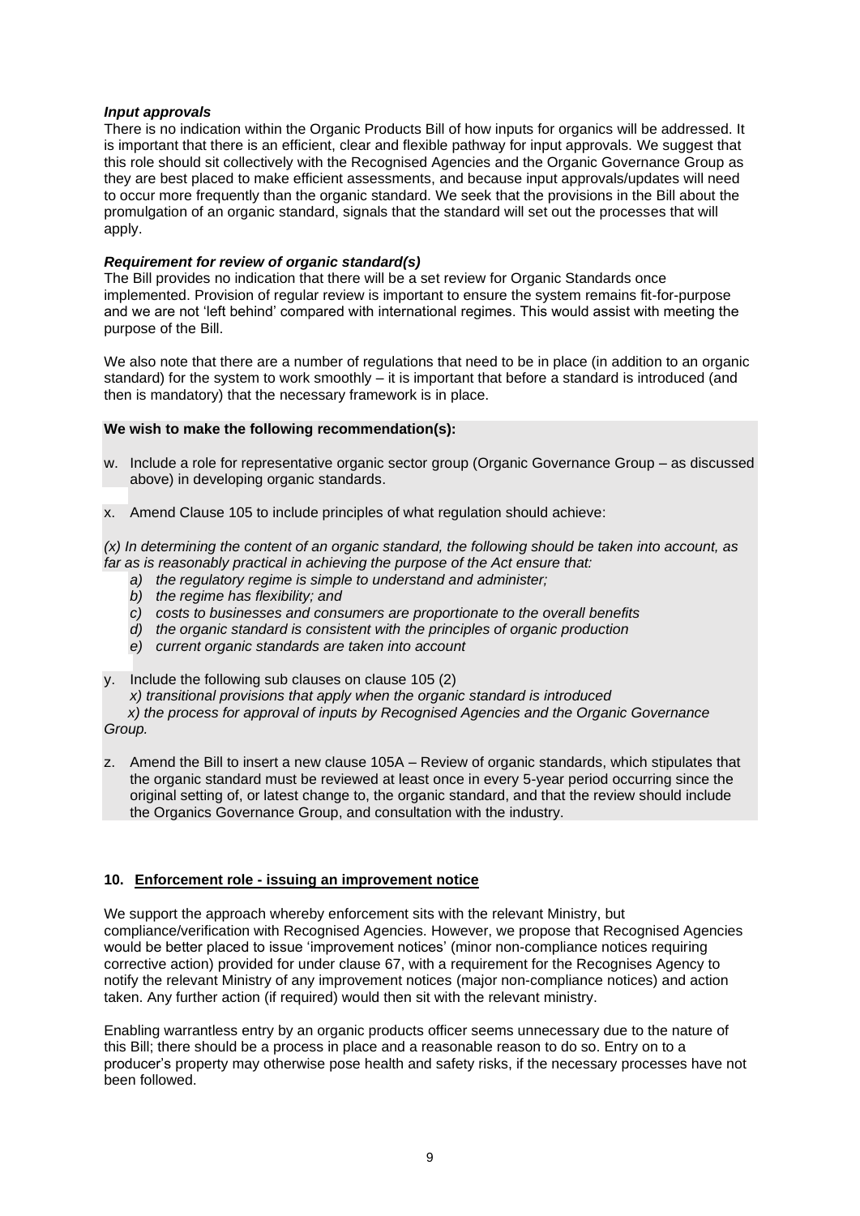***Input approvals***

There is no indication within the Organic Products Bill of how inputs for organics will be addressed. It is important that there is an efficient, clear and flexible pathway for input approvals. We suggest that this role should sit collectively with the Recognised Agencies and the Organic Governance Group as they are best placed to make efficient assessments, and because input approvals/updates will need to occur more frequently than the organic standard. We seek that the provisions in the Bill about the promulgation of an organic standard, signals that the standard will set out the processes that will apply.

***Requirement for review of organic standard(s)***

The Bill provides no indication that there will be a set review for Organic Standards once implemented. Provision of regular review is important to ensure the system remains fit-for-purpose and we are not 'left behind' compared with international regimes. This would assist with meeting the purpose of the Bill.

We also note that there are a number of regulations that need to be in place (in addition to an organic standard) for the system to work smoothly – it is important that before a standard is introduced (and then is mandatory) that the necessary framework is in place.

**We wish to make the following recommendation(s):**

w. Include a role for representative organic sector group (Organic Governance Group – as discussed above) in developing organic standards.

x. Amend Clause 105 to include principles of what regulation should achieve:

*(x) In determining the content of an organic standard, the following should be taken into account, as far as is reasonably practical in achieving the purpose of the Act ensure that:*

- *a) the regulatory regime is simple to understand and administer;*
- *b) the regime has flexibility; and*
- *c) costs to businesses and consumers are proportionate to the overall benefits*
- *d) the organic standard is consistent with the principles of organic production*
- *e) current organic standards are taken into account*

y. Include the following sub clauses on clause 105 (2)
*x) transitional provisions that apply when the organic standard is introduced*
*x) the process for approval of inputs by Recognised Agencies and the Organic Governance Group.*

z. Amend the Bill to insert a new clause 105A – Review of organic standards, which stipulates that the organic standard must be reviewed at least once in every 5-year period occurring since the original setting of, or latest change to, the organic standard, and that the review should include the Organics Governance Group, and consultation with the industry.

## 10. Enforcement role - issuing an improvement notice

We support the approach whereby enforcement sits with the relevant Ministry, but compliance/verification with Recognised Agencies. However, we propose that Recognised Agencies would be better placed to issue 'improvement notices' (minor non-compliance notices requiring corrective action) provided for under clause 67, with a requirement for the Recognises Agency to notify the relevant Ministry of any improvement notices (major non-compliance notices) and action taken. Any further action (if required) would then sit with the relevant ministry.

Enabling warrantless entry by an organic products officer seems unnecessary due to the nature of this Bill; there should be a process in place and a reasonable reason to do so. Entry on to a producer's property may otherwise pose health and safety risks, if the necessary processes have not been followed.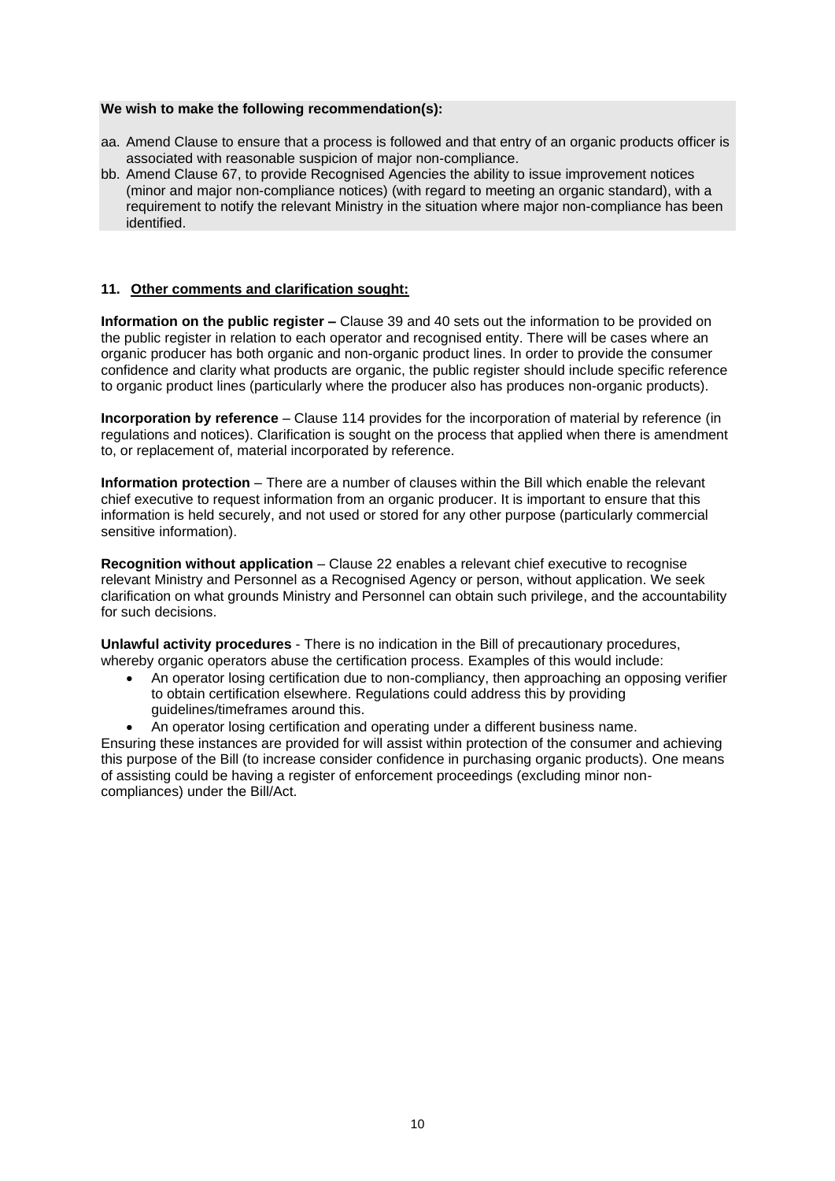**We wish to make the following recommendation(s):**

aa. Amend Clause to ensure that a process is followed and that entry of an organic products officer is associated with reasonable suspicion of major non-compliance.

bb. Amend Clause 67, to provide Recognised Agencies the ability to issue improvement notices (minor and major non-compliance notices) (with regard to meeting an organic standard), with a requirement to notify the relevant Ministry in the situation where major non-compliance has been identified.

### 11. Other comments and clarification sought:

**Information on the public register –** Clause 39 and 40 sets out the information to be provided on the public register in relation to each operator and recognised entity. There will be cases where an organic producer has both organic and non-organic product lines. In order to provide the consumer confidence and clarity what products are organic, the public register should include specific reference to organic product lines (particularly where the producer also has produces non-organic products).

**Incorporation by reference** – Clause 114 provides for the incorporation of material by reference (in regulations and notices). Clarification is sought on the process that applied when there is amendment to, or replacement of, material incorporated by reference.

**Information protection** – There are a number of clauses within the Bill which enable the relevant chief executive to request information from an organic producer. It is important to ensure that this information is held securely, and not used or stored for any other purpose (particularly commercial sensitive information).

**Recognition without application** – Clause 22 enables a relevant chief executive to recognise relevant Ministry and Personnel as a Recognised Agency or person, without application. We seek clarification on what grounds Ministry and Personnel can obtain such privilege, and the accountability for such decisions.

**Unlawful activity procedures** - There is no indication in the Bill of precautionary procedures, whereby organic operators abuse the certification process. Examples of this would include:

- An operator losing certification due to non-compliancy, then approaching an opposing verifier to obtain certification elsewhere. Regulations could address this by providing guidelines/timeframes around this.
- An operator losing certification and operating under a different business name.

Ensuring these instances are provided for will assist within protection of the consumer and achieving this purpose of the Bill (to increase consider confidence in purchasing organic products). One means of assisting could be having a register of enforcement proceedings (excluding minor non-compliances) under the Bill/Act.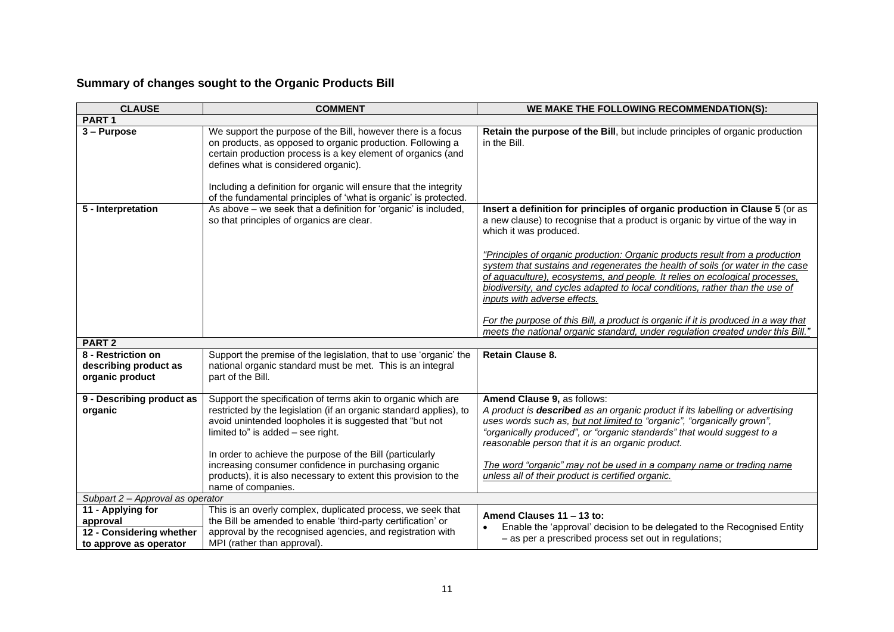## Summary of changes sought to the Organic Products Bill

| CLAUSE | COMMENT | WE MAKE THE FOLLOWING RECOMMENDATION(S): |
|---|---|---|
| **PART 1** | | |
| **3 – Purpose** | We support the purpose of the Bill, however there is a focus on products, as opposed to organic production. Following a certain production process is a key element of organics (and defines what is considered organic).<br><br>Including a definition for organic will ensure that the integrity of the fundamental principles of 'what is organic' is protected. | **Retain the purpose of the Bill**, but include principles of organic production in the Bill. |
| **5 - Interpretation** | As above – we seek that a definition for 'organic' is included, so that principles of organics are clear. | **Insert a definition for principles of organic production in Clause 5** (or as a new clause) to recognise that a product is organic by virtue of the way in which it was produced.<br><br>*"Principles of organic production: Organic products result from a production system that sustains and regenerates the health of soils (or water in the case of aquaculture), ecosystems, and people. It relies on ecological processes, biodiversity, and cycles adapted to local conditions, rather than the use of inputs with adverse effects.*<br><br>*For the purpose of this Bill, a product is organic if it is produced in a way that meets the national organic standard, under regulation created under this Bill."* |
| **PART 2** | | |
| **8 - Restriction on describing product as organic product** | Support the premise of the legislation, that to use 'organic' the national organic standard must be met. This is an integral part of the Bill. | **Retain Clause 8.** |
| **9 - Describing product as organic** | Support the specification of terms akin to organic which are restricted by the legislation (if an organic standard applies), to avoid unintended loopholes it is suggested that "but not limited to" is added – see right.<br><br>In order to achieve the purpose of the Bill (particularly increasing consumer confidence in purchasing organic products), it is also necessary to extent this provision to the name of companies. | **Amend Clause 9,** as follows:<br>*A product is **described** as an organic product if its labelling or advertising uses words such as, but not limited to "organic", "organically grown", "organically produced", or "organic standards" that would suggest to a reasonable person that it is an organic product.*<br><br>*The word "organic" may not be used in a company name or trading name unless all of their product is certified organic.* |
| *Subpart 2 – Approval as operator* | | |
| **11 - Applying for approval**<br>**12 - Considering whether to approve as operator** | This is an overly complex, duplicated process, we seek that the Bill be amended to enable 'third-party certification' or approval by the recognised agencies, and registration with MPI (rather than approval). | **Amend Clauses 11 – 13 to:**<br>• Enable the 'approval' decision to be delegated to the Recognised Entity – as per a prescribed process set out in regulations; |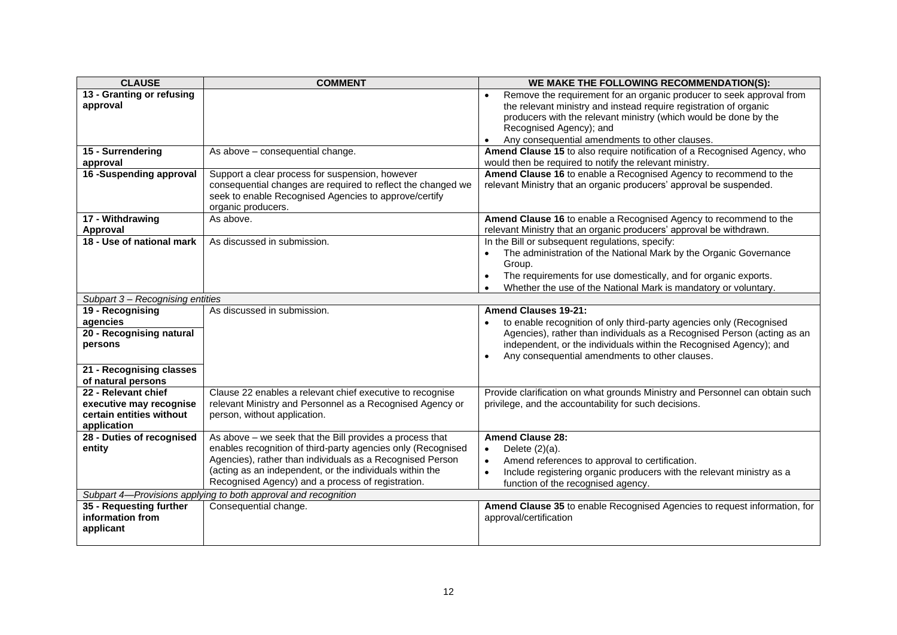| CLAUSE | COMMENT | WE MAKE THE FOLLOWING RECOMMENDATION(S): |
|---|---|---|
| **13 - Granting or refusing approval** | | • Remove the requirement for an organic producer to seek approval from the relevant ministry and instead require registration of organic producers with the relevant ministry (which would be done by the Recognised Agency); and<br>• Any consequential amendments to other clauses. |
| **15 - Surrendering approval** | As above – consequential change. | **Amend Clause 15** to also require notification of a Recognised Agency, who would then be required to notify the relevant ministry. |
| **16 -Suspending approval** | Support a clear process for suspension, however consequential changes are required to reflect the changed we seek to enable Recognised Agencies to approve/certify organic producers. | **Amend Clause 16** to enable a Recognised Agency to recommend to the relevant Ministry that an organic producers' approval be suspended. |
| **17 - Withdrawing Approval** | As above. | **Amend Clause 16** to enable a Recognised Agency to recommend to the relevant Ministry that an organic producers' approval be withdrawn. |
| **18 - Use of national mark** | As discussed in submission. | In the Bill or subsequent regulations, specify:<br>• The administration of the National Mark by the Organic Governance Group.<br>• The requirements for use domestically, and for organic exports.<br>• Whether the use of the National Mark is mandatory or voluntary. |
| *Subpart 3 – Recognising entities* | | |
| **19 - Recognising agencies**<br>**20 - Recognising natural persons**<br>**21 - Recognising classes of natural persons** | As discussed in submission. | **Amend Clauses 19-21:**<br>• to enable recognition of only third-party agencies only (Recognised Agencies), rather than individuals as a Recognised Person (acting as an independent, or the individuals within the Recognised Agency); and<br>• Any consequential amendments to other clauses. |
| **22 - Relevant chief executive may recognise certain entities without application** | Clause 22 enables a relevant chief executive to recognise relevant Ministry and Personnel as a Recognised Agency or person, without application. | Provide clarification on what grounds Ministry and Personnel can obtain such privilege, and the accountability for such decisions. |
| **28 - Duties of recognised entity** | As above – we seek that the Bill provides a process that enables recognition of third-party agencies only (Recognised Agencies), rather than individuals as a Recognised Person (acting as an independent, or the individuals within the Recognised Agency) and a process of registration. | **Amend Clause 28:**<br>• Delete (2)(a).<br>• Amend references to approval to certification.<br>• Include registering organic producers with the relevant ministry as a function of the recognised agency. |
| *Subpart 4—Provisions applying to both approval and recognition* | | |
| **35 - Requesting further information from applicant** | Consequential change. | **Amend Clause 35** to enable Recognised Agencies to request information, for approval/certification |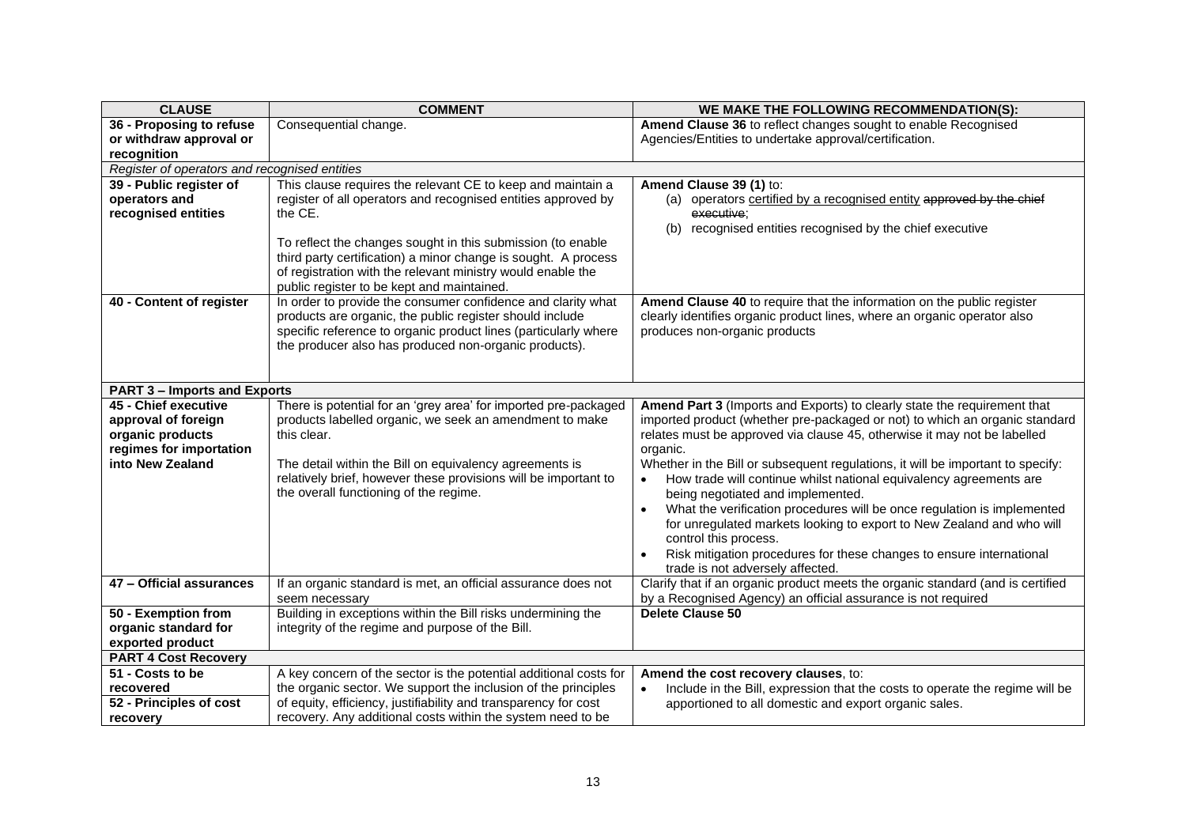| CLAUSE | COMMENT | WE MAKE THE FOLLOWING RECOMMENDATION(S): |
|---|---|---|
| **36 - Proposing to refuse or withdraw approval or recognition** | Consequential change. | **Amend Clause 36** to reflect changes sought to enable Recognised Agencies/Entities to undertake approval/certification. |
| *Register of operators and recognised entities* | | |
| **39 - Public register of operators and recognised entities** | This clause requires the relevant CE to keep and maintain a register of all operators and recognised entities approved by the CE.<br><br>To reflect the changes sought in this submission (to enable third party certification) a minor change is sought. A process of registration with the relevant ministry would enable the public register to be kept and maintained. | **Amend Clause 39 (1)** to:<br>(a) operators <u>certified by a recognised entity</u> ~~approved by the chief executive~~;<br>(b) recognised entities recognised by the chief executive |
| **40 - Content of register** | In order to provide the consumer confidence and clarity what products are organic, the public register should include specific reference to organic product lines (particularly where the producer also has produced non-organic products). | **Amend Clause 40** to require that the information on the public register clearly identifies organic product lines, where an organic operator also produces non-organic products |
| **PART 3 – Imports and Exports** | | |
| **45 - Chief executive approval of foreign organic products regimes for importation into New Zealand** | There is potential for an 'grey area' for imported pre-packaged products labelled organic, we seek an amendment to make this clear.<br><br>The detail within the Bill on equivalency agreements is relatively brief, however these provisions will be important to the overall functioning of the regime. | **Amend Part 3** (Imports and Exports) to clearly state the requirement that imported product (whether pre-packaged or not) to which an organic standard relates must be approved via clause 45, otherwise it may not be labelled organic.<br>Whether in the Bill or subsequent regulations, it will be important to specify:<br>• How trade will continue whilst national equivalency agreements are being negotiated and implemented.<br>• What the verification procedures will be once regulation is implemented for unregulated markets looking to export to New Zealand and who will control this process.<br>• Risk mitigation procedures for these changes to ensure international trade is not adversely affected. |
| **47 – Official assurances** | If an organic standard is met, an official assurance does not seem necessary | Clarify that if an organic product meets the organic standard (and is certified by a Recognised Agency) an official assurance is not required |
| **50 - Exemption from organic standard for exported product** | Building in exceptions within the Bill risks undermining the integrity of the regime and purpose of the Bill. | **Delete Clause 50** |
| **PART 4 Cost Recovery** | | |
| **51 - Costs to be recovered**<br>**52 - Principles of cost recovery** | A key concern of the sector is the potential additional costs for the organic sector. We support the inclusion of the principles of equity, efficiency, justifiability and transparency for cost recovery. Any additional costs within the system need to be | **Amend the cost recovery clauses**, to:<br>• Include in the Bill, expression that the costs to operate the regime will be apportioned to all domestic and export organic sales. |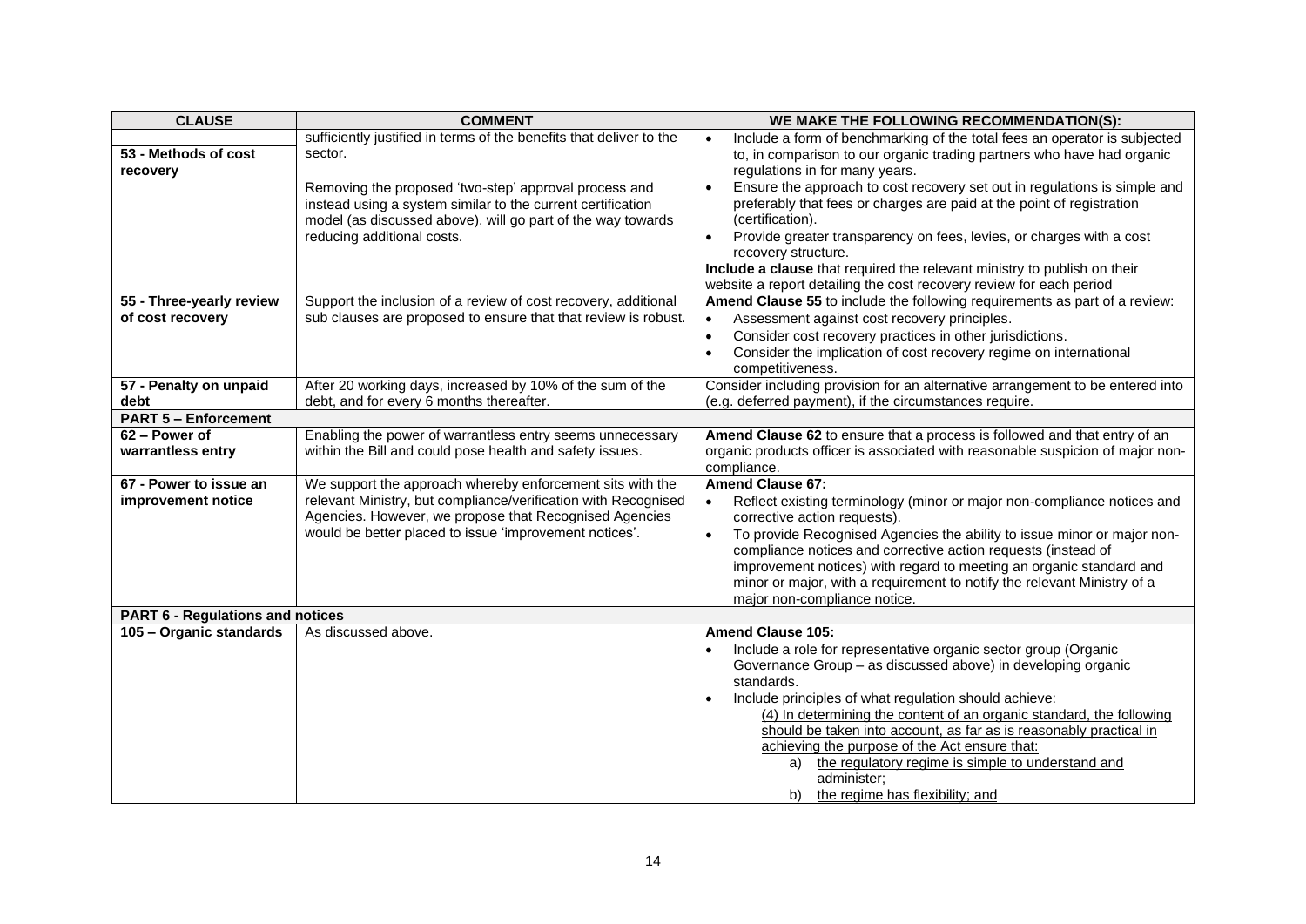| CLAUSE | COMMENT | WE MAKE THE FOLLOWING RECOMMENDATION(S): |
|---|---|---|
| 53 - Methods of cost recovery | sufficiently justified in terms of the benefits that deliver to the sector.<br><br>Removing the proposed 'two-step' approval process and instead using a system similar to the current certification model (as discussed above), will go part of the way towards reducing additional costs. | • Include a form of benchmarking of the total fees an operator is subjected to, in comparison to our organic trading partners who have had organic regulations in for many years.<br>• Ensure the approach to cost recovery set out in regulations is simple and preferably that fees or charges are paid at the point of registration (certification).<br>• Provide greater transparency on fees, levies, or charges with a cost recovery structure.<br>**Include a clause** that required the relevant ministry to publish on their website a report detailing the cost recovery review for each period |
| 55 - Three-yearly review of cost recovery | Support the inclusion of a review of cost recovery, additional sub clauses are proposed to ensure that that review is robust. | **Amend Clause 55** to include the following requirements as part of a review:<br>• Assessment against cost recovery principles.<br>• Consider cost recovery practices in other jurisdictions.<br>• Consider the implication of cost recovery regime on international competitiveness. |
| 57 - Penalty on unpaid debt | After 20 working days, increased by 10% of the sum of the debt, and for every 6 months thereafter. | Consider including provision for an alternative arrangement to be entered into (e.g. deferred payment), if the circumstances require. |
| **PART 5 – Enforcement** | | |
| 62 – Power of warrantless entry | Enabling the power of warrantless entry seems unnecessary within the Bill and could pose health and safety issues. | **Amend Clause 62** to ensure that a process is followed and that entry of an organic products officer is associated with reasonable suspicion of major non-compliance. |
| 67 - Power to issue an improvement notice | We support the approach whereby enforcement sits with the relevant Ministry, but compliance/verification with Recognised Agencies. However, we propose that Recognised Agencies would be better placed to issue 'improvement notices'. | **Amend Clause 67:**<br>• Reflect existing terminology (minor or major non-compliance notices and corrective action requests).<br>• To provide Recognised Agencies the ability to issue minor or major non-compliance notices and corrective action requests (instead of improvement notices) with regard to meeting an organic standard and minor or major, with a requirement to notify the relevant Ministry of a major non-compliance notice. |
| **PART 6 - Regulations and notices** | | |
| 105 – Organic standards | As discussed above. | **Amend Clause 105:**<br>• Include a role for representative organic sector group (Organic Governance Group – as discussed above) in developing organic standards.<br>• Include principles of what regulation should achieve:<br>(4) In determining the content of an organic standard, the following should be taken into account, as far as is reasonably practical in achieving the purpose of the Act ensure that:<br>a) the regulatory regime is simple to understand and administer;<br>b) the regime has flexibility; and |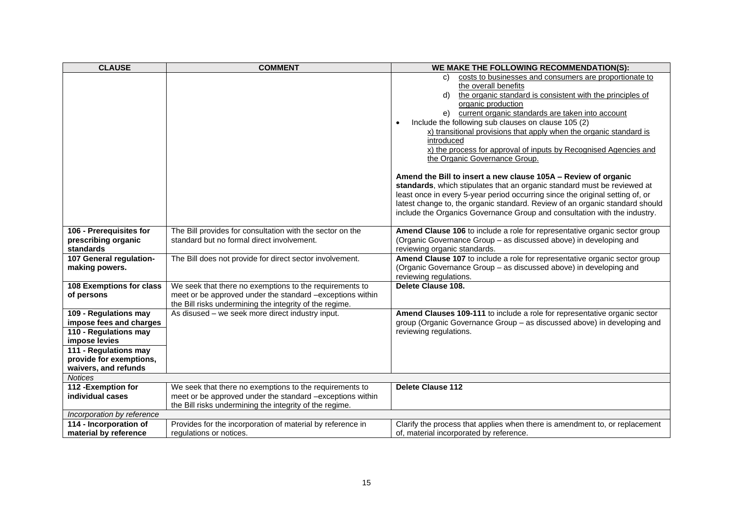| CLAUSE | COMMENT | WE MAKE THE FOLLOWING RECOMMENDATION(S): |
|---|---|---|
| | | c) costs to businesses and consumers are proportionate to the overall benefits<br>d) the organic standard is consistent with the principles of organic production<br>e) current organic standards are taken into account<br>• Include the following sub clauses on clause 105 (2)<br>x) transitional provisions that apply when the organic standard is introduced<br>x) the process for approval of inputs by Recognised Agencies and the Organic Governance Group.<br><br>**Amend the Bill to insert a new clause 105A – Review of organic standards**, which stipulates that an organic standard must be reviewed at least once in every 5-year period occurring since the original setting of, or latest change to, the organic standard. Review of an organic standard should include the Organics Governance Group and consultation with the industry. |
| **106 - Prerequisites for prescribing organic standards** | The Bill provides for consultation with the sector on the standard but no formal direct involvement. | **Amend Clause 106** to include a role for representative organic sector group (Organic Governance Group – as discussed above) in developing and reviewing organic standards. |
| **107 General regulation-making powers.** | The Bill does not provide for direct sector involvement. | **Amend Clause 107** to include a role for representative organic sector group (Organic Governance Group – as discussed above) in developing and reviewing regulations. |
| **108 Exemptions for class of persons** | We seek that there no exemptions to the requirements to meet or be approved under the standard –exceptions within the Bill risks undermining the integrity of the regime. | **Delete Clause 108.** |
| **109 - Regulations may impose fees and charges**<br>**110 - Regulations may impose levies**<br>**111 - Regulations may provide for exemptions, waivers, and refunds** | As disused – we seek more direct industry input. | **Amend Clauses 109-111** to include a role for representative organic sector group (Organic Governance Group – as discussed above) in developing and reviewing regulations. |
| *Notices* | | |
| **112 -Exemption for individual cases** | We seek that there no exemptions to the requirements to meet or be approved under the standard –exceptions within the Bill risks undermining the integrity of the regime. | **Delete Clause 112** |
| *Incorporation by reference* | | |
| **114 - Incorporation of material by reference** | Provides for the incorporation of material by reference in regulations or notices. | Clarify the process that applies when there is amendment to, or replacement of, material incorporated by reference. |